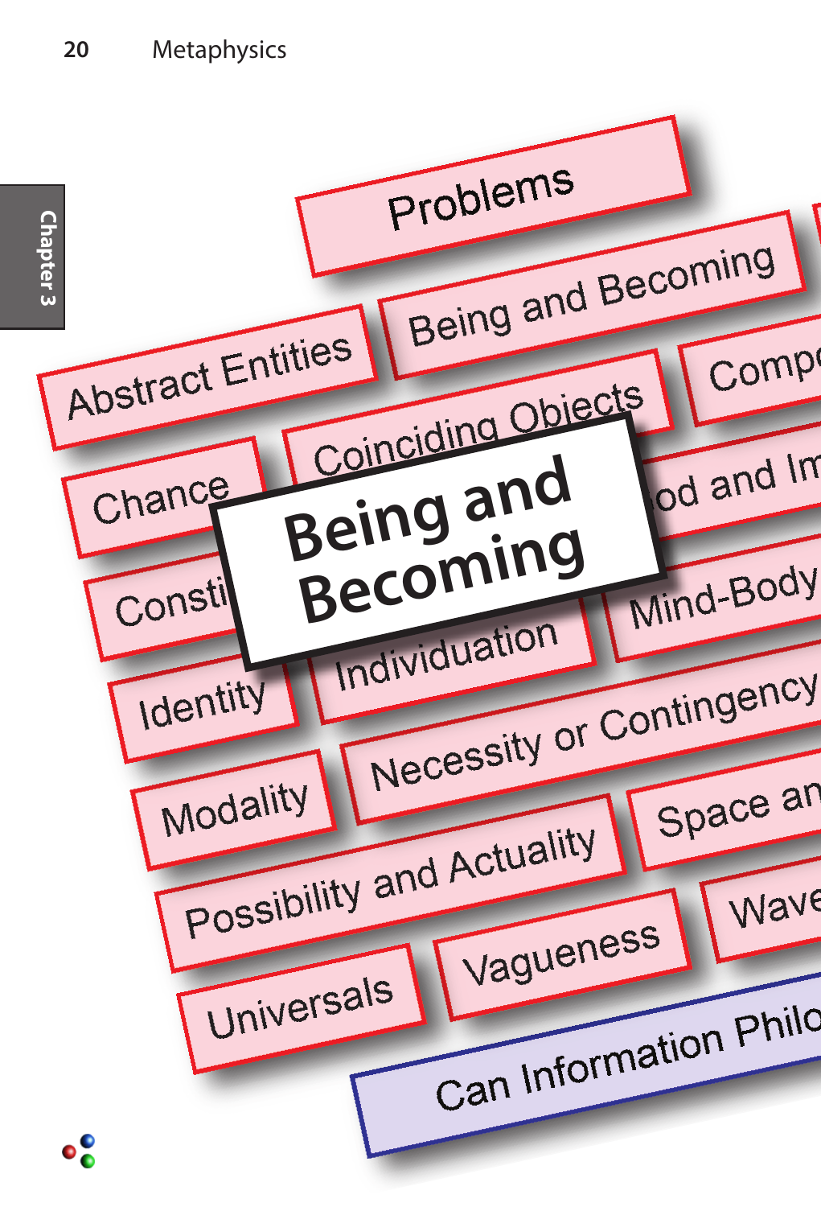# Being and Becoming

Problems

Being and Becoming

Abstract Entities

Coinciding Objects

Comp

Chance

od and Im

Consti

Mind-Body

Identity

Individuation

Necessity or Contingency

Modality

Space an

Possibility and Actuality

Wave

Universals

Vagueness

Can Information Philo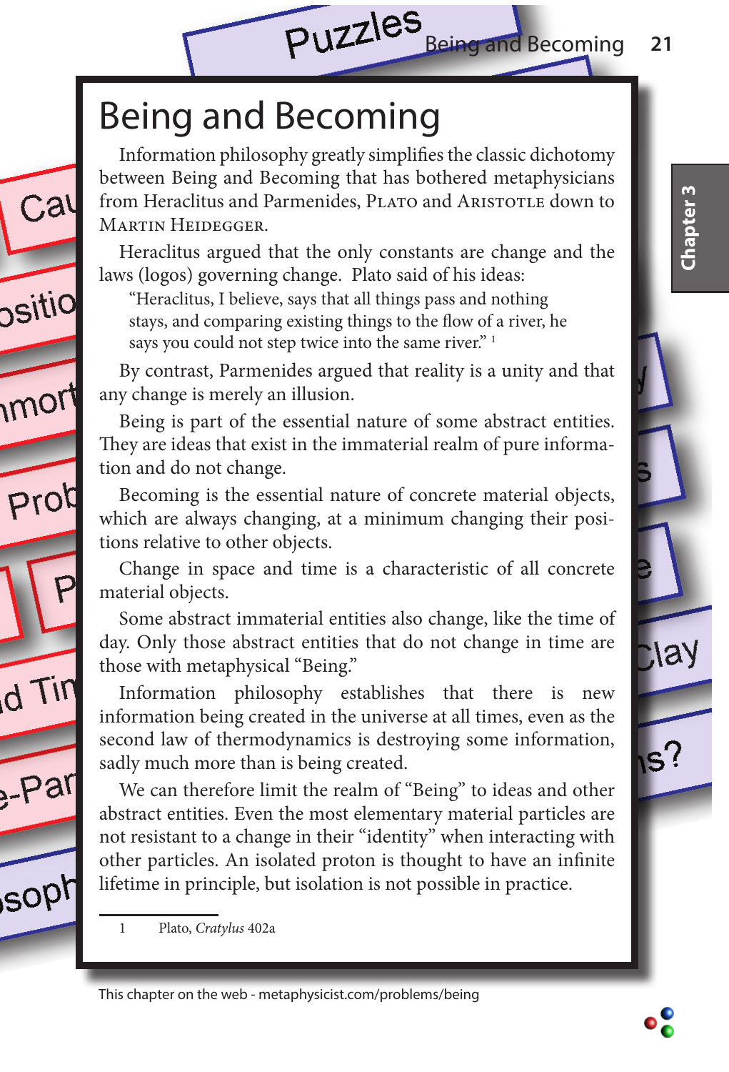# Being and Becoming

Information philosophy greatly simplifies the classic dichotomy between Being and Becoming that has bothered metaphysicians from Heraclitus and Parmenides, Plato and Aristotle down to Martin Heidegger.

Heraclitus argued that the only constants are change and the laws (logos) governing change. Plato said of his ideas:

> "Heraclitus, I believe, says that all things pass and nothing stays, and comparing existing things to the flow of a river, he says you could not step twice into the same river." [1]

By contrast, Parmenides argued that reality is a unity and that any change is merely an illusion.

Being is part of the essential nature of some abstract entities. They are ideas that exist in the immaterial realm of pure information and do not change.

Becoming is the essential nature of concrete material objects, which are always changing, at a minimum changing their positions relative to other objects.

Change in space and time is a characteristic of all concrete material objects.

Some abstract immaterial entities also change, like the time of day. Only those abstract entities that do not change in time are those with metaphysical "Being."

Information philosophy establishes that there is new information being created in the universe at all times, even as the second law of thermodynamics is destroying some information, sadly much more than is being created.

We can therefore limit the realm of "Being" to ideas and other abstract entities. Even the most elementary material particles are not resistant to a change in their "identity" when interacting with other particles. An isolated proton is thought to have an infinite lifetime in principle, but isolation is not possible in practice.

1 Plato, *Cratylus* 402a

This chapter on the web - metaphysicist.com/problems/being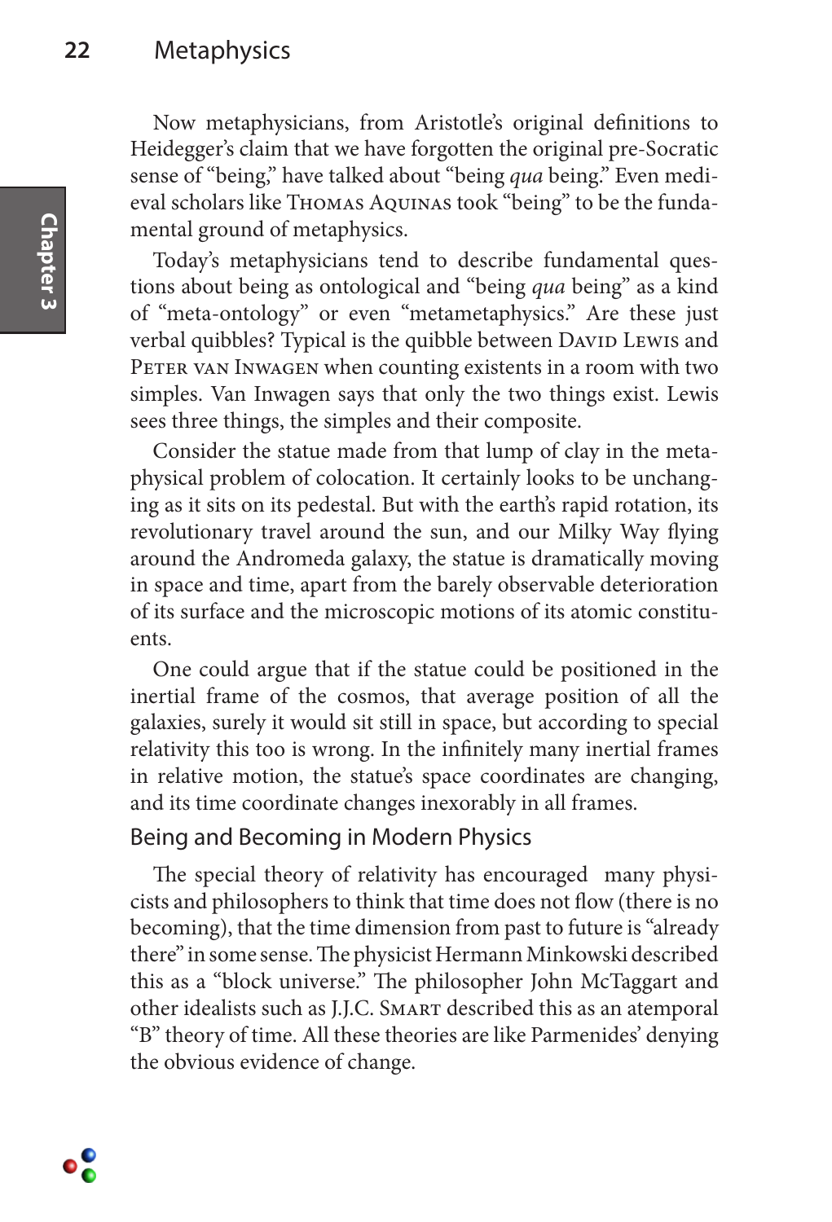Now metaphysicians, from Aristotle's original definitions to Heidegger's claim that we have forgotten the original pre-Socratic sense of "being," have talked about "being *qua* being." Even medieval scholars like Thomas Aquinas took "being" to be the fundamental ground of metaphysics.

Today's metaphysicians tend to describe fundamental questions about being as ontological and "being *qua* being" as a kind of "meta-ontology" or even "metametaphysics." Are these just verbal quibbles? Typical is the quibble between David Lewis and Peter van Inwagen when counting existents in a room with two simples. Van Inwagen says that only the two things exist. Lewis sees three things, the simples and their composite.

Consider the statue made from that lump of clay in the metaphysical problem of colocation. It certainly looks to be unchanging as it sits on its pedestal. But with the earth's rapid rotation, its revolutionary travel around the sun, and our Milky Way flying around the Andromeda galaxy, the statue is dramatically moving in space and time, apart from the barely observable deterioration of its surface and the microscopic motions of its atomic constituents.

One could argue that if the statue could be positioned in the inertial frame of the cosmos, that average position of all the galaxies, surely it would sit still in space, but according to special relativity this too is wrong. In the infinitely many inertial frames in relative motion, the statue's space coordinates are changing, and its time coordinate changes inexorably in all frames.

## Being and Becoming in Modern Physics

The special theory of relativity has encouraged many physicists and philosophers to think that time does not flow (there is no becoming), that the time dimension from past to future is "already there" in some sense. The physicist Hermann Minkowski described this as a "block universe." The philosopher John McTaggart and other idealists such as J.J.C. Smart described this as an atemporal "B" theory of time. All these theories are like Parmenides' denying the obvious evidence of change.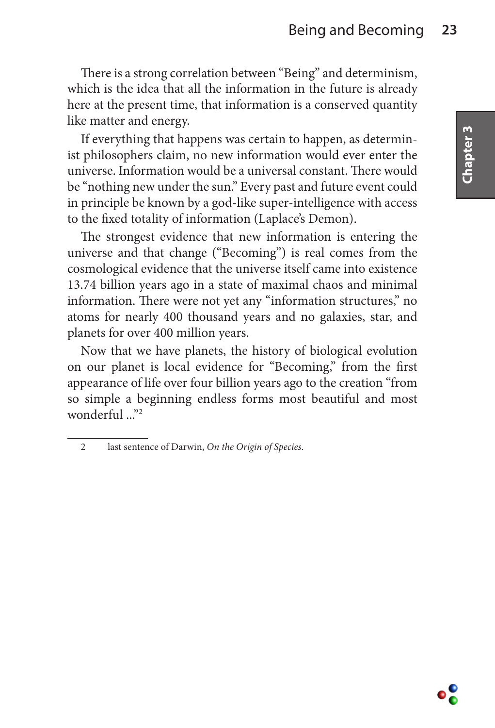There is a strong correlation between "Being" and determinism, which is the idea that all the information in the future is already here at the present time, that information is a conserved quantity like matter and energy.

If everything that happens was certain to happen, as determinist philosophers claim, no new information would ever enter the universe. Information would be a universal constant. There would be "nothing new under the sun." Every past and future event could in principle be known by a god-like super-intelligence with access to the fixed totality of information (Laplace's Demon).

The strongest evidence that new information is entering the universe and that change ("Becoming") is real comes from the cosmological evidence that the universe itself came into existence 13.74 billion years ago in a state of maximal chaos and minimal information. There were not yet any "information structures," no atoms for nearly 400 thousand years and no galaxies, star, and planets for over 400 million years.

Now that we have planets, the history of biological evolution on our planet is local evidence for "Becoming," from the first appearance of life over four billion years ago to the creation "from so simple a beginning endless forms most beautiful and most wonderful ..."[2]

---

2 last sentence of Darwin, *On the Origin of Species.*